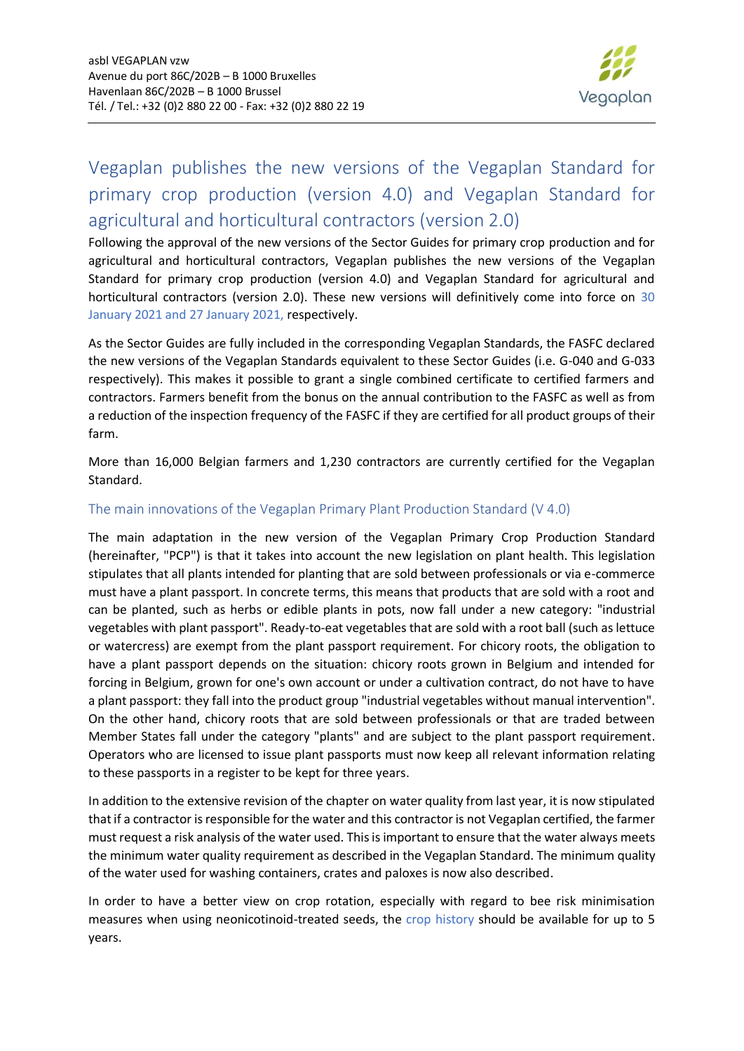asbl VEGAPLAN vzw
Avenue du port 86C/202B – B 1000 Bruxelles
Havenlaan 86C/202B – B 1000 Brussel
Tél. / Tel.: +32 (0)2 880 22 00 - Fax: +32 (0)2 880 22 19

Vegaplan

# Vegaplan publishes the new versions of the Vegaplan Standard for primary crop production (version 4.0) and Vegaplan Standard for agricultural and horticultural contractors (version 2.0)

Following the approval of the new versions of the Sector Guides for primary crop production and for agricultural and horticultural contractors, Vegaplan publishes the new versions of the Vegaplan Standard for primary crop production (version 4.0) and Vegaplan Standard for agricultural and horticultural contractors (version 2.0). These new versions will definitively come into force on 30 January 2021 and 27 January 2021, respectively.

As the Sector Guides are fully included in the corresponding Vegaplan Standards, the FASFC declared the new versions of the Vegaplan Standards equivalent to these Sector Guides (i.e. G-040 and G-033 respectively). This makes it possible to grant a single combined certificate to certified farmers and contractors. Farmers benefit from the bonus on the annual contribution to the FASFC as well as from a reduction of the inspection frequency of the FASFC if they are certified for all product groups of their farm.

More than 16,000 Belgian farmers and 1,230 contractors are currently certified for the Vegaplan Standard.

## The main innovations of the Vegaplan Primary Plant Production Standard (V 4.0)

The main adaptation in the new version of the Vegaplan Primary Crop Production Standard (hereinafter, "PCP") is that it takes into account the new legislation on plant health. This legislation stipulates that all plants intended for planting that are sold between professionals or via e-commerce must have a plant passport. In concrete terms, this means that products that are sold with a root and can be planted, such as herbs or edible plants in pots, now fall under a new category: "industrial vegetables with plant passport". Ready-to-eat vegetables that are sold with a root ball (such as lettuce or watercress) are exempt from the plant passport requirement. For chicory roots, the obligation to have a plant passport depends on the situation: chicory roots grown in Belgium and intended for forcing in Belgium, grown for one's own account or under a cultivation contract, do not have to have a plant passport: they fall into the product group "industrial vegetables without manual intervention". On the other hand, chicory roots that are sold between professionals or that are traded between Member States fall under the category "plants" and are subject to the plant passport requirement. Operators who are licensed to issue plant passports must now keep all relevant information relating to these passports in a register to be kept for three years.

In addition to the extensive revision of the chapter on water quality from last year, it is now stipulated that if a contractor is responsible for the water and this contractor is not Vegaplan certified, the farmer must request a risk analysis of the water used. This is important to ensure that the water always meets the minimum water quality requirement as described in the Vegaplan Standard. The minimum quality of the water used for washing containers, crates and paloxes is now also described.

In order to have a better view on crop rotation, especially with regard to bee risk minimisation measures when using neonicotinoid-treated seeds, the crop history should be available for up to 5 years.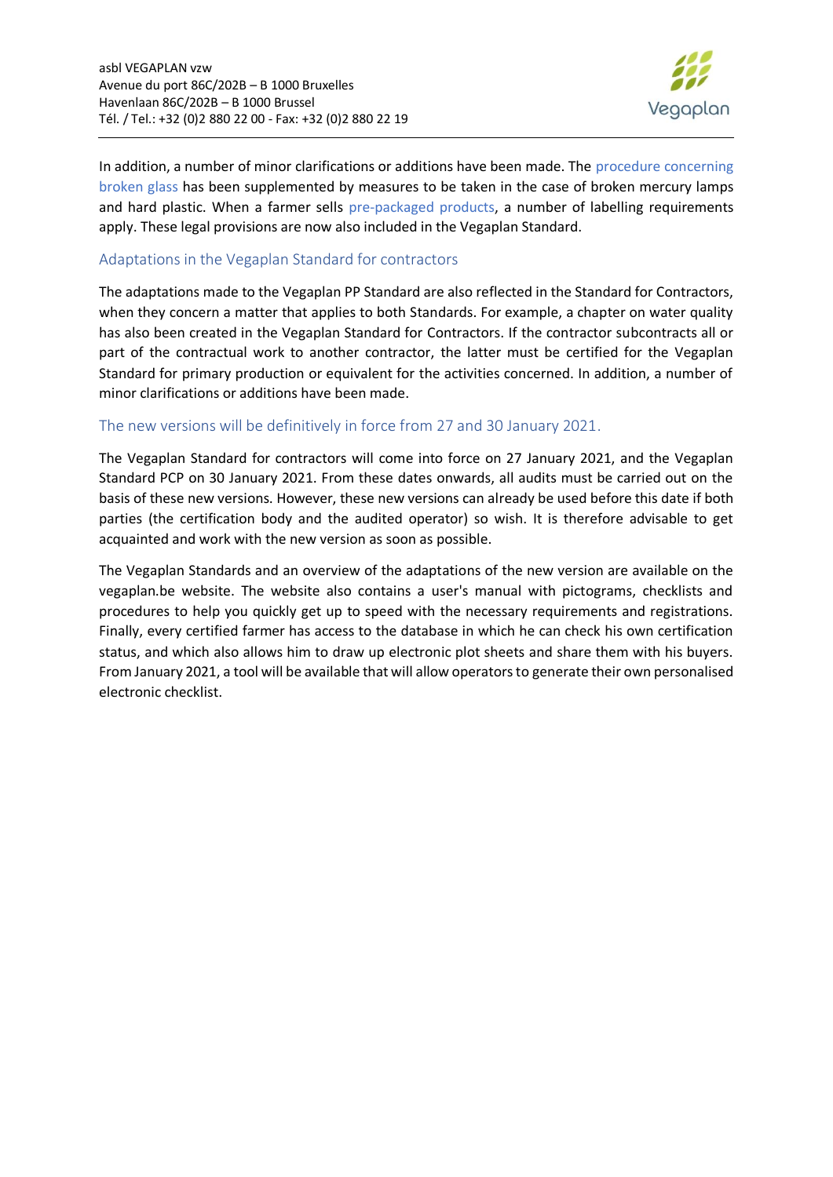asbl VEGAPLAN vzw
Avenue du port 86C/202B – B 1000 Bruxelles
Havenlaan 86C/202B – B 1000 Brussel
Tél. / Tel.: +32 (0)2 880 22 00 - Fax: +32 (0)2 880 22 19

In addition, a number of minor clarifications or additions have been made. The procedure concerning broken glass has been supplemented by measures to be taken in the case of broken mercury lamps and hard plastic. When a farmer sells pre-packaged products, a number of labelling requirements apply. These legal provisions are now also included in the Vegaplan Standard.

## Adaptations in the Vegaplan Standard for contractors

The adaptations made to the Vegaplan PP Standard are also reflected in the Standard for Contractors, when they concern a matter that applies to both Standards. For example, a chapter on water quality has also been created in the Vegaplan Standard for Contractors. If the contractor subcontracts all or part of the contractual work to another contractor, the latter must be certified for the Vegaplan Standard for primary production or equivalent for the activities concerned. In addition, a number of minor clarifications or additions have been made.

## The new versions will be definitively in force from 27 and 30 January 2021.

The Vegaplan Standard for contractors will come into force on 27 January 2021, and the Vegaplan Standard PCP on 30 January 2021. From these dates onwards, all audits must be carried out on the basis of these new versions. However, these new versions can already be used before this date if both parties (the certification body and the audited operator) so wish. It is therefore advisable to get acquainted and work with the new version as soon as possible.

The Vegaplan Standards and an overview of the adaptations of the new version are available on the vegaplan.be website. The website also contains a user's manual with pictograms, checklists and procedures to help you quickly get up to speed with the necessary requirements and registrations. Finally, every certified farmer has access to the database in which he can check his own certification status, and which also allows him to draw up electronic plot sheets and share them with his buyers. From January 2021, a tool will be available that will allow operators to generate their own personalised electronic checklist.